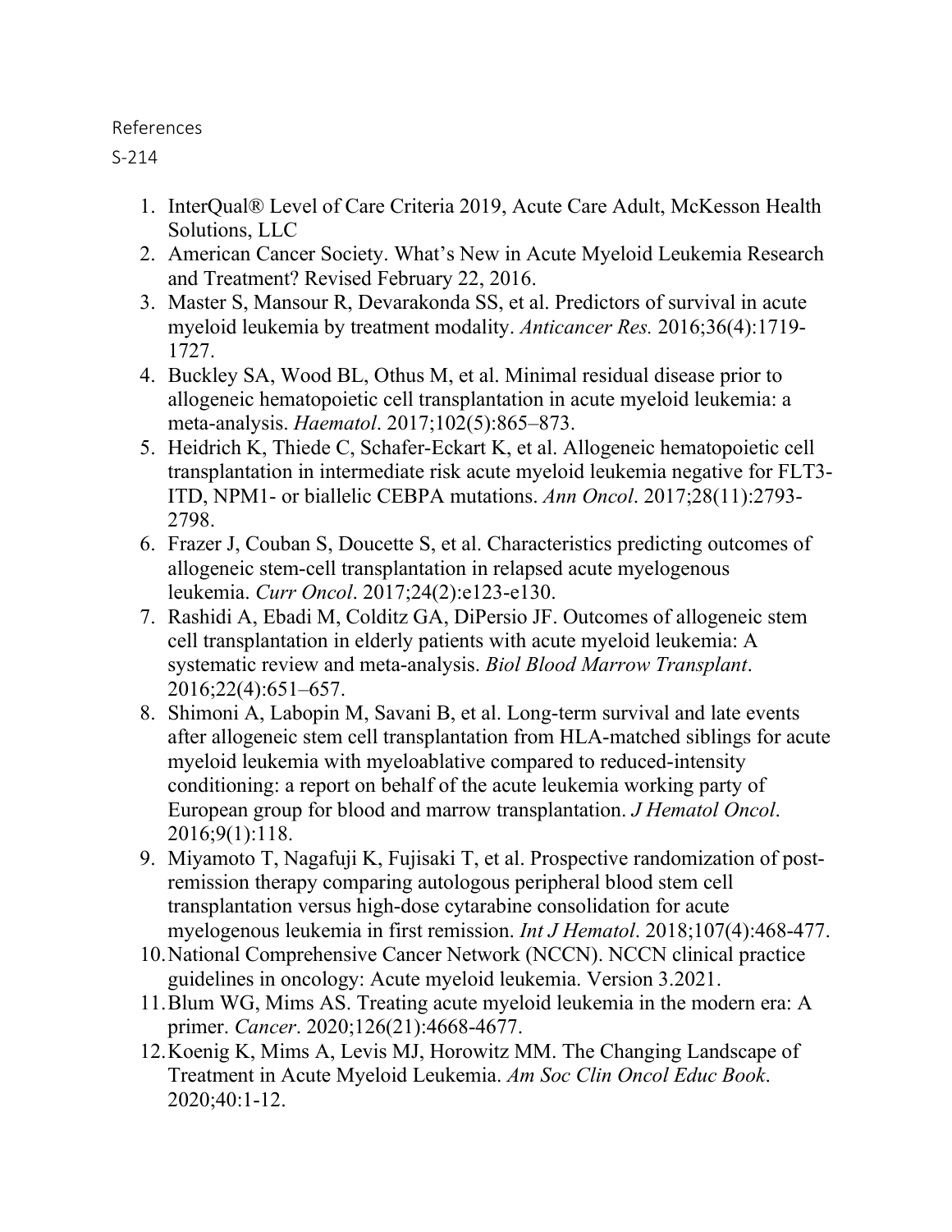References

S-214

1. InterQual® Level of Care Criteria 2019, Acute Care Adult, McKesson Health Solutions, LLC
2. American Cancer Society. What's New in Acute Myeloid Leukemia Research and Treatment? Revised February 22, 2016.
3. Master S, Mansour R, Devarakonda SS, et al. Predictors of survival in acute myeloid leukemia by treatment modality. *Anticancer Res.* 2016;36(4):1719-1727.
4. Buckley SA, Wood BL, Othus M, et al. Minimal residual disease prior to allogeneic hematopoietic cell transplantation in acute myeloid leukemia: a meta-analysis. *Haematol*. 2017;102(5):865–873.
5. Heidrich K, Thiede C, Schafer-Eckart K, et al. Allogeneic hematopoietic cell transplantation in intermediate risk acute myeloid leukemia negative for FLT3-ITD, NPM1- or biallelic CEBPA mutations. *Ann Oncol*. 2017;28(11):2793-2798.
6. Frazer J, Couban S, Doucette S, et al. Characteristics predicting outcomes of allogeneic stem-cell transplantation in relapsed acute myelogenous leukemia. *Curr Oncol*. 2017;24(2):e123-e130.
7. Rashidi A, Ebadi M, Colditz GA, DiPersio JF. Outcomes of allogeneic stem cell transplantation in elderly patients with acute myeloid leukemia: A systematic review and meta-analysis. *Biol Blood Marrow Transplant*. 2016;22(4):651–657.
8. Shimoni A, Labopin M, Savani B, et al. Long-term survival and late events after allogeneic stem cell transplantation from HLA-matched siblings for acute myeloid leukemia with myeloablative compared to reduced-intensity conditioning: a report on behalf of the acute leukemia working party of European group for blood and marrow transplantation. *J Hematol Oncol*. 2016;9(1):118.
9. Miyamoto T, Nagafuji K, Fujisaki T, et al. Prospective randomization of post-remission therapy comparing autologous peripheral blood stem cell transplantation versus high-dose cytarabine consolidation for acute myelogenous leukemia in first remission. *Int J Hematol*. 2018;107(4):468-477.
10. National Comprehensive Cancer Network (NCCN). NCCN clinical practice guidelines in oncology: Acute myeloid leukemia. Version 3.2021.
11. Blum WG, Mims AS. Treating acute myeloid leukemia in the modern era: A primer. *Cancer*. 2020;126(21):4668-4677.
12. Koenig K, Mims A, Levis MJ, Horowitz MM. The Changing Landscape of Treatment in Acute Myeloid Leukemia. *Am Soc Clin Oncol Educ Book*. 2020;40:1-12.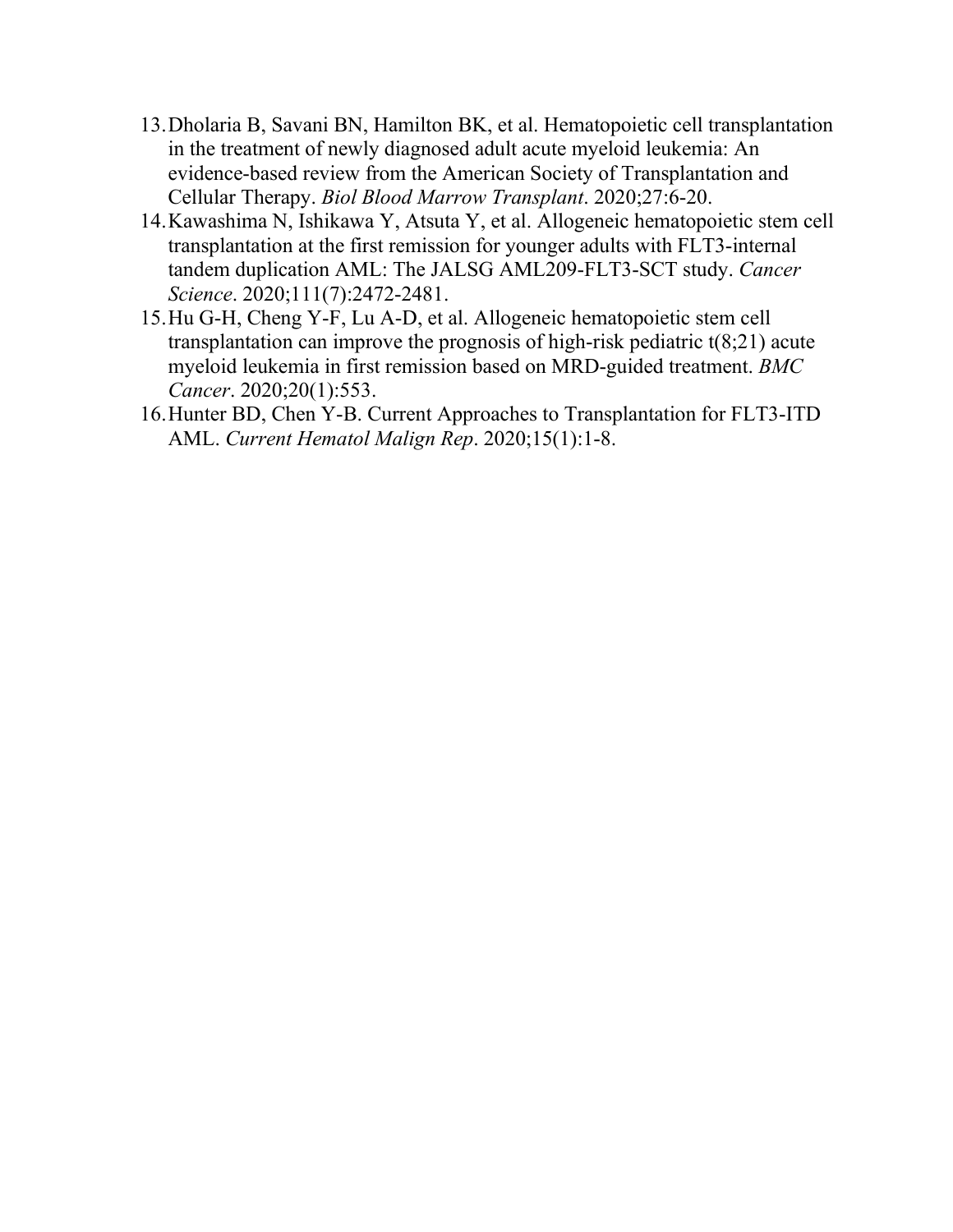13. Dholaria B, Savani BN, Hamilton BK, et al. Hematopoietic cell transplantation in the treatment of newly diagnosed adult acute myeloid leukemia: An evidence-based review from the American Society of Transplantation and Cellular Therapy. *Biol Blood Marrow Transplant*. 2020;27:6-20.
14. Kawashima N, Ishikawa Y, Atsuta Y, et al. Allogeneic hematopoietic stem cell transplantation at the first remission for younger adults with FLT3-internal tandem duplication AML: The JALSG AML209-FLT3-SCT study. *Cancer Science*. 2020;111(7):2472-2481.
15. Hu G-H, Cheng Y-F, Lu A-D, et al. Allogeneic hematopoietic stem cell transplantation can improve the prognosis of high-risk pediatric t(8;21) acute myeloid leukemia in first remission based on MRD-guided treatment. *BMC Cancer*. 2020;20(1):553.
16. Hunter BD, Chen Y-B. Current Approaches to Transplantation for FLT3-ITD AML. *Current Hematol Malign Rep*. 2020;15(1):1-8.